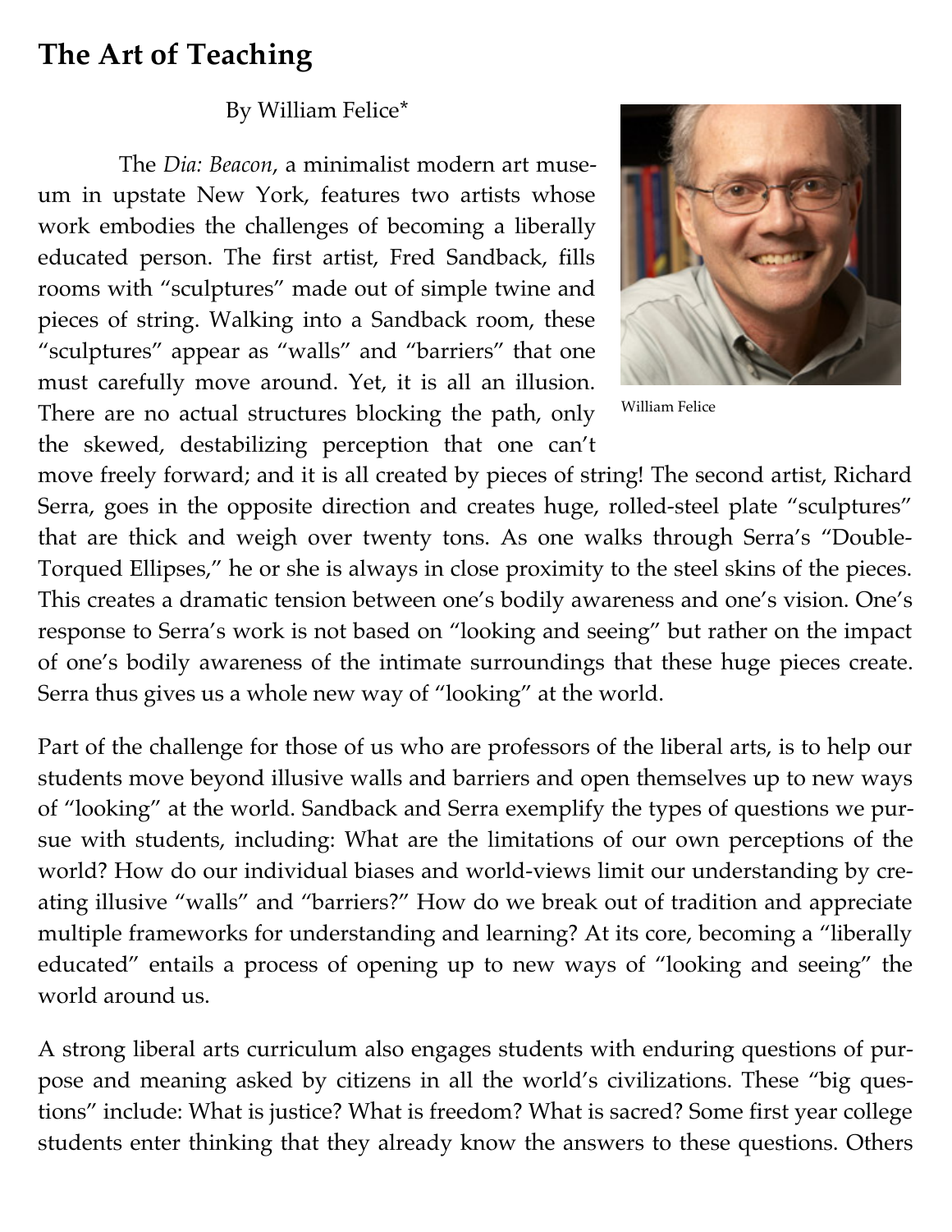# The Art of Teaching

By William Felice*

The *Dia: Beacon*, a minimalist modern art museum in upstate New York, features two artists whose work embodies the challenges of becoming a liberally educated person. The first artist, Fred Sandback, fills rooms with "sculptures" made out of simple twine and pieces of string. Walking into a Sandback room, these "sculptures" appear as "walls" and "barriers" that one must carefully move around. Yet, it is all an illusion. There are no actual structures blocking the path, only the skewed, destabilizing perception that one can't move freely forward; and it is all created by pieces of string! The second artist, Richard Serra, goes in the opposite direction and creates huge, rolled-steel plate "sculptures" that are thick and weigh over twenty tons. As one walks through Serra's "Double-Torqued Ellipses," he or she is always in close proximity to the steel skins of the pieces. This creates a dramatic tension between one's bodily awareness and one's vision. One's response to Serra's work is not based on "looking and seeing" but rather on the impact of one's bodily awareness of the intimate surroundings that these huge pieces create. Serra thus gives us a whole new way of "looking" at the world.

William Felice

Part of the challenge for those of us who are professors of the liberal arts, is to help our students move beyond illusive walls and barriers and open themselves up to new ways of "looking" at the world. Sandback and Serra exemplify the types of questions we pursue with students, including: What are the limitations of our own perceptions of the world? How do our individual biases and world-views limit our understanding by creating illusive "walls" and "barriers?" How do we break out of tradition and appreciate multiple frameworks for understanding and learning? At its core, becoming a "liberally educated" entails a process of opening up to new ways of "looking and seeing" the world around us.

A strong liberal arts curriculum also engages students with enduring questions of purpose and meaning asked by citizens in all the world's civilizations. These "big questions" include: What is justice? What is freedom? What is sacred? Some first year college students enter thinking that they already know the answers to these questions. Others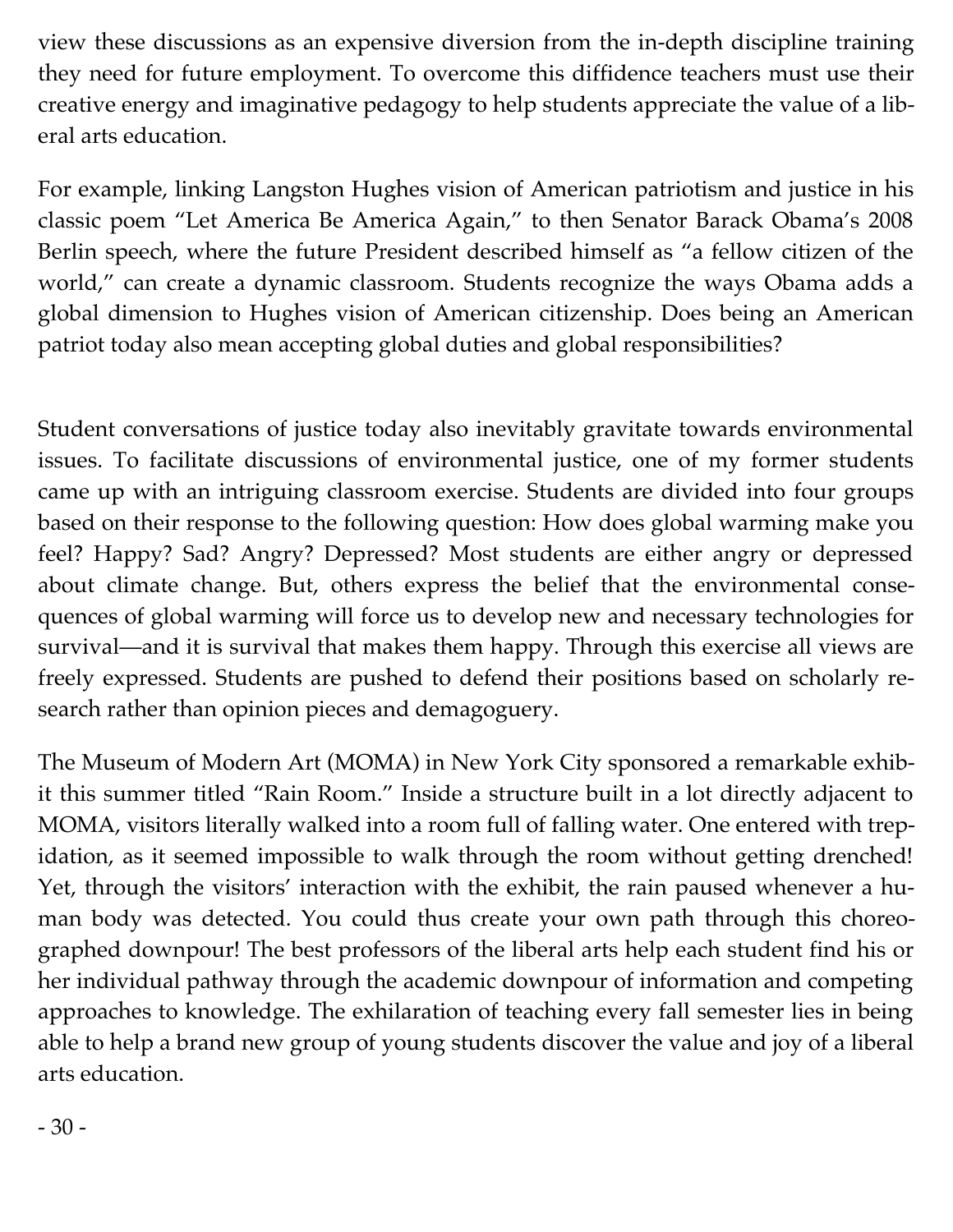view these discussions as an expensive diversion from the in-depth discipline training they need for future employment. To overcome this diffidence teachers must use their creative energy and imaginative pedagogy to help students appreciate the value of a liberal arts education.

For example, linking Langston Hughes vision of American patriotism and justice in his classic poem "Let America Be America Again," to then Senator Barack Obama's 2008 Berlin speech, where the future President described himself as "a fellow citizen of the world," can create a dynamic classroom. Students recognize the ways Obama adds a global dimension to Hughes vision of American citizenship. Does being an American patriot today also mean accepting global duties and global responsibilities?

Student conversations of justice today also inevitably gravitate towards environmental issues. To facilitate discussions of environmental justice, one of my former students came up with an intriguing classroom exercise. Students are divided into four groups based on their response to the following question: How does global warming make you feel? Happy? Sad? Angry? Depressed? Most students are either angry or depressed about climate change. But, others express the belief that the environmental consequences of global warming will force us to develop new and necessary technologies for survival—and it is survival that makes them happy. Through this exercise all views are freely expressed. Students are pushed to defend their positions based on scholarly research rather than opinion pieces and demagoguery.

The Museum of Modern Art (MOMA) in New York City sponsored a remarkable exhibit this summer titled "Rain Room." Inside a structure built in a lot directly adjacent to MOMA, visitors literally walked into a room full of falling water. One entered with trepidation, as it seemed impossible to walk through the room without getting drenched! Yet, through the visitors' interaction with the exhibit, the rain paused whenever a human body was detected. You could thus create your own path through this choreographed downpour! The best professors of the liberal arts help each student find his or her individual pathway through the academic downpour of information and competing approaches to knowledge. The exhilaration of teaching every fall semester lies in being able to help a brand new group of young students discover the value and joy of a liberal arts education.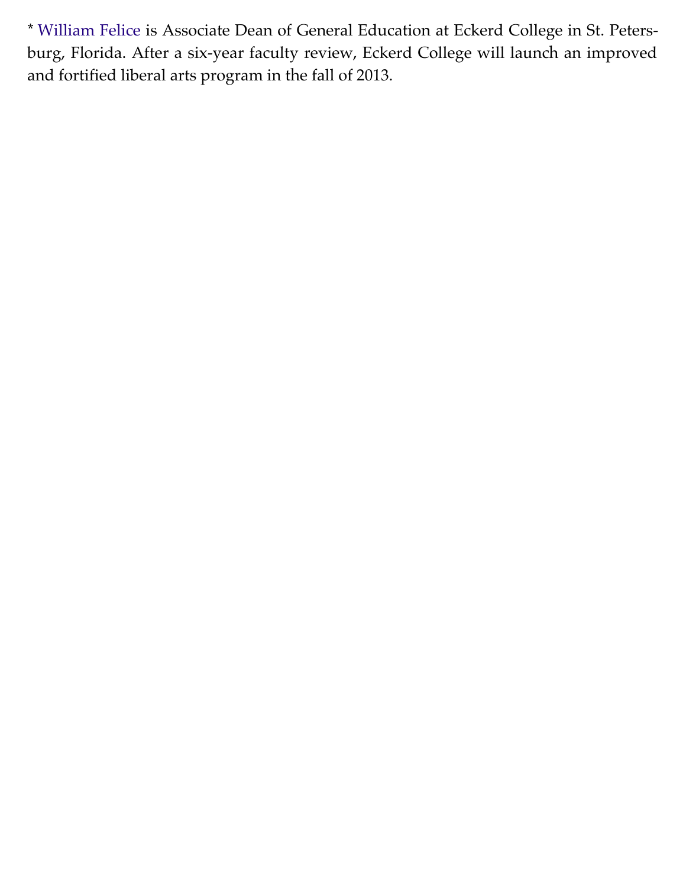* William Felice is Associate Dean of General Education at Eckerd College in St. Petersburg, Florida. After a six-year faculty review, Eckerd College will launch an improved and fortified liberal arts program in the fall of 2013.